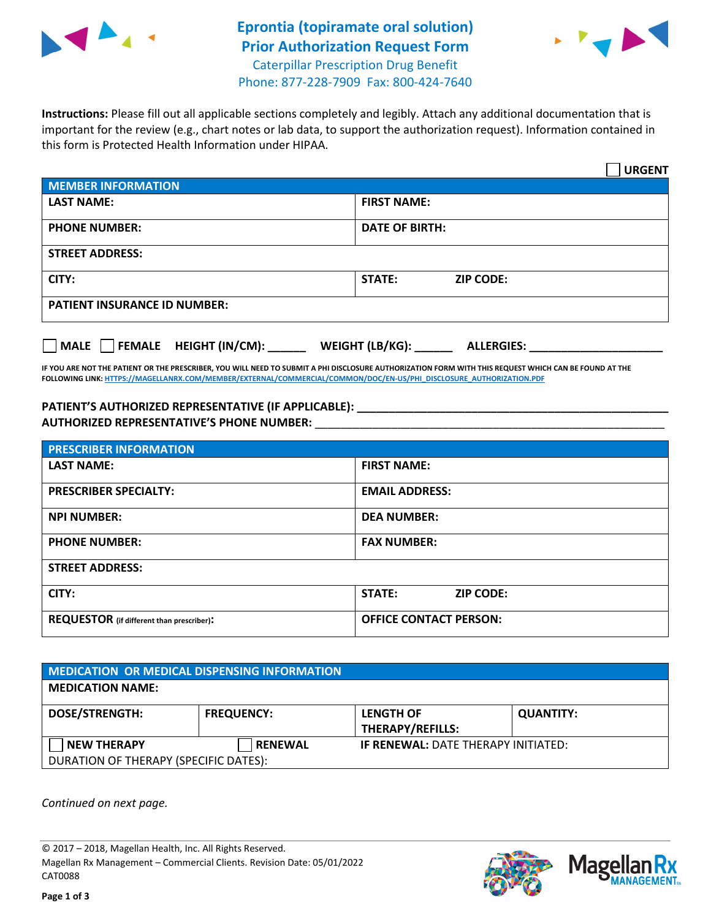# Ep 

ontia (topiramate oral solution)
# Prior Authorization Request Form

Caterpillar Prescription Drug Benefit
Phone: 877-228-7909 Fax: 800-424-7640

**Instructions:** Please fill out all applicable sections completely and legibly. Attach any additional documentation that is important for the review (e.g., chart notes or lab data, to support the authorization request). Information contained in this form is Protected Health Information under HIPAA.

☐ **URGENT**

| MEMBER INFORMATION | |
|---|---|
| **LAST NAME:** | **FIRST NAME:** |
| **PHONE NUMBER:** | **DATE OF BIRTH:** |
| **STREET ADDRESS:** | |
| **CITY:** | **STATE:** **ZIP CODE:** |
| **PATIENT INSURANCE ID NUMBER:** | |

☐ **MALE** ☐ **FEMALE** **HEIGHT (IN/CM):** ______ **WEIGHT (LB/KG):** ______ **ALLERGIES:** ____________________

**IF YOU ARE NOT THE PATIENT OR THE PRESCRIBER, YOU WILL NEED TO SUBMIT A PHI DISCLOSURE AUTHORIZATION FORM WITH THIS REQUEST WHICH CAN BE FOUND AT THE FOLLOWING LINK: HTTPS://MAGELLANRX.COM/MEMBER/EXTERNAL/COMMERCIAL/COMMON/DOC/EN-US/PHI_DISCLOSURE_AUTHORIZATION.PDF**

**PATIENT'S AUTHORIZED REPRESENTATIVE (IF APPLICABLE):** ____________________
**AUTHORIZED REPRESENTATIVE'S PHONE NUMBER:** ____________________

| PRESCRIBER INFORMATION | |
|---|---|
| **LAST NAME:** | **FIRST NAME:** |
| **PRESCRIBER SPECIALTY:** | **EMAIL ADDRESS:** |
| **NPI NUMBER:** | **DEA NUMBER:** |
| **PHONE NUMBER:** | **FAX NUMBER:** |
| **STREET ADDRESS:** | |
| **CITY:** | **STATE:** **ZIP CODE:** |
| **REQUESTOR** (if different than prescriber)**:** | **OFFICE CONTACT PERSON:** |

| MEDICATION OR MEDICAL DISPENSING INFORMATION | | | |
|---|---|---|---|
| **MEDICATION NAME:** | | | |
| **DOSE/STRENGTH:** | **FREQUENCY:** | **LENGTH OF THERAPY/REFILLS:** | **QUANTITY:** |
| ☐ **NEW THERAPY** | ☐ **RENEWAL** | **IF RENEWAL:** DATE THERAPY INITIATED: | |
| DURATION OF THERAPY (SPECIFIC DATES): | | | |

*Continued on next page.*

© 2017 – 2018, Magellan Health, Inc. All Rights Reserved.
Magellan Rx Management – Commercial Clients. Revision Date: 05/01/2022
CAT0088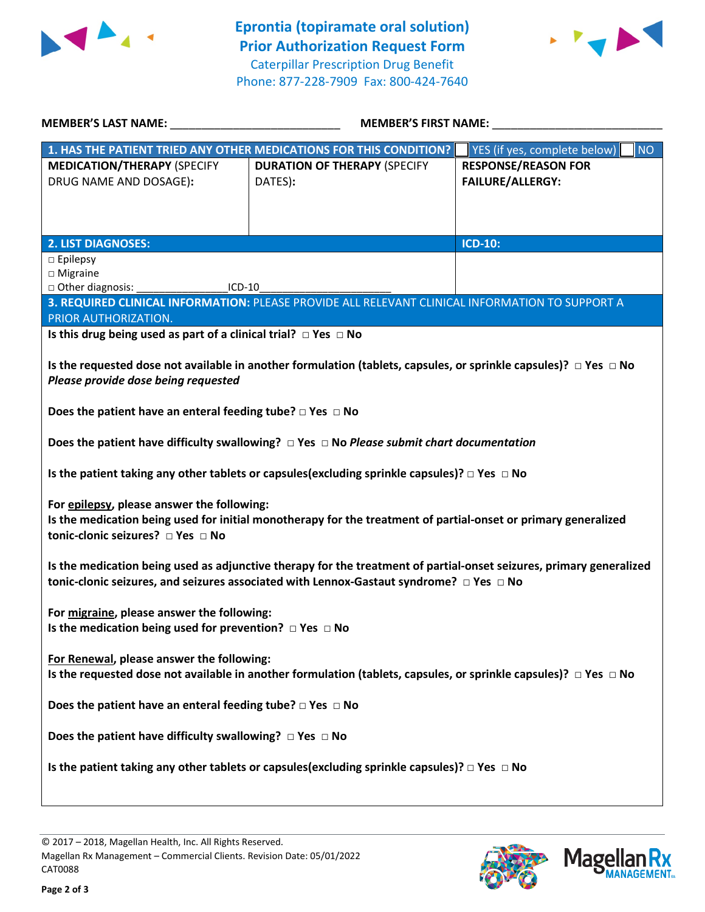# Eprontia (topiramate oral solution) Prior Authorization Request Form

Caterpillar Prescription Drug Benefit
Phone: 877-228-7909 Fax: 800-424-7640

**MEMBER'S LAST NAME:** ___________________________ **MEMBER'S FIRST NAME:** ___________________________

| **1. HAS THE PATIENT TRIED ANY OTHER MEDICATIONS FOR THIS CONDITION?** | | ☐ YES (if yes, complete below) ☐ NO |
|---|---|---|
| **MEDICATION/THERAPY** (SPECIFY DRUG NAME AND DOSAGE): | **DURATION OF THERAPY** (SPECIFY DATES): | **RESPONSE/REASON FOR FAILURE/ALLERGY:** |
| | | |

| **2. LIST DIAGNOSES:** | **ICD-10:** |
|---|---|
| ☐ Epilepsy<br>☐ Migraine<br>☐ Other diagnosis: _______________ICD-10______________________ | |

**3. REQUIRED CLINICAL INFORMATION:** PLEASE PROVIDE ALL RELEVANT CLINICAL INFORMATION TO SUPPORT A PRIOR AUTHORIZATION.

**Is this drug being used as part of a clinical trial?** ☐ **Yes** ☐ **No**

**Is the requested dose not available in another formulation (tablets, capsules, or sprinkle capsules)?** ☐ **Yes** ☐ **No**
***Please provide dose being requested***

**Does the patient have an enteral feeding tube?** ☐ **Yes** ☐ **No**

**Does the patient have difficulty swallowing?** ☐ **Yes** ☐ **No** ***Please submit chart documentation***

**Is the patient taking any other tablets or capsules(excluding sprinkle capsules)?** ☐ **Yes** ☐ **No**

**For epilepsy, please answer the following:**
**Is the medication being used for initial monotherapy for the treatment of partial-onset or primary generalized tonic-clonic seizures?** ☐ **Yes** ☐ **No**

**Is the medication being used as adjunctive therapy for the treatment of partial-onset seizures, primary generalized tonic-clonic seizures, and seizures associated with Lennox-Gastaut syndrome?** ☐ **Yes** ☐ **No**

**For migraine, please answer the following:**
**Is the medication being used for prevention?** ☐ **Yes** ☐ **No**

**For Renewal, please answer the following:**
**Is the requested dose not available in another formulation (tablets, capsules, or sprinkle capsules)?** ☐ **Yes** ☐ **No**

**Does the patient have an enteral feeding tube?** ☐ **Yes** ☐ **No**

**Does the patient have difficulty swallowing?** ☐ **Yes** ☐ **No**

**Is the patient taking any other tablets or capsules(excluding sprinkle capsules)?** ☐ **Yes** ☐ **No**

© 2017 – 2018, Magellan Health, Inc. All Rights Reserved.
Magellan Rx Management – Commercial Clients. Revision Date: 05/01/2022
CAT0088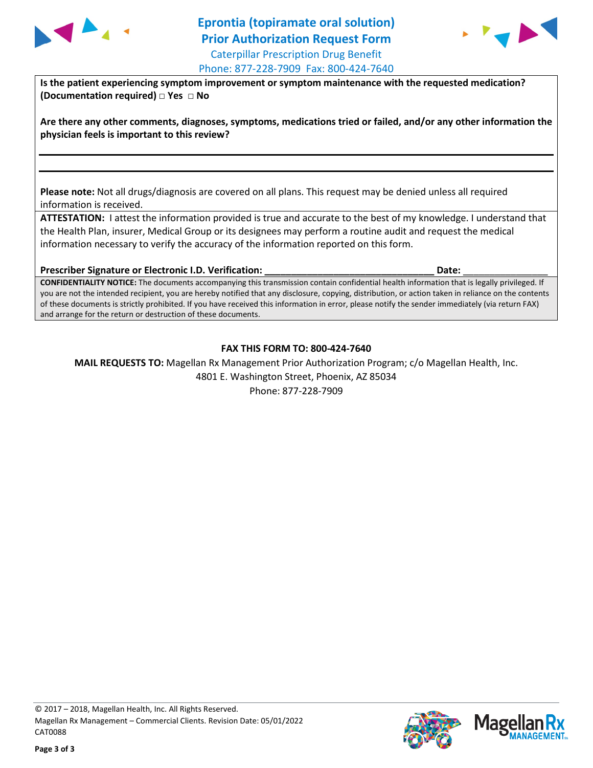**Is the patient experiencing symptom improvement or symptom maintenance with the requested medication? (Documentation required) □ Yes □ No**

**Are there any other comments, diagnoses, symptoms, medications tried or failed, and/or any other information the physician feels is important to this review?**

---

---

**Please note:** Not all drugs/diagnosis are covered on all plans. This request may be denied unless all required information is received.

**ATTESTATION:** I attest the information provided is true and accurate to the best of my knowledge. I understand that the Health Plan, insurer, Medical Group or its designees may perform a routine audit and request the medical information necessary to verify the accuracy of the information reported on this form.

**Prescriber Signature or Electronic I.D. Verification: _______________________________ Date: _______________**

**CONFIDENTIALITY NOTICE:** The documents accompanying this transmission contain confidential health information that is legally privileged. If you are not the intended recipient, you are hereby notified that any disclosure, copying, distribution, or action taken in reliance on the contents of these documents is strictly prohibited. If you have received this information in error, please notify the sender immediately (via return FAX) and arrange for the return or destruction of these documents.

**FAX THIS FORM TO: 800-424-7640**

**MAIL REQUESTS TO:** Magellan Rx Management Prior Authorization Program; c/o Magellan Health, Inc.
4801 E. Washington Street, Phoenix, AZ 85034
Phone: 877-228-7909

© 2017 – 2018, Magellan Health, Inc. All Rights Reserved.
Magellan Rx Management – Commercial Clients. Revision Date: 05/01/2022
CAT0088